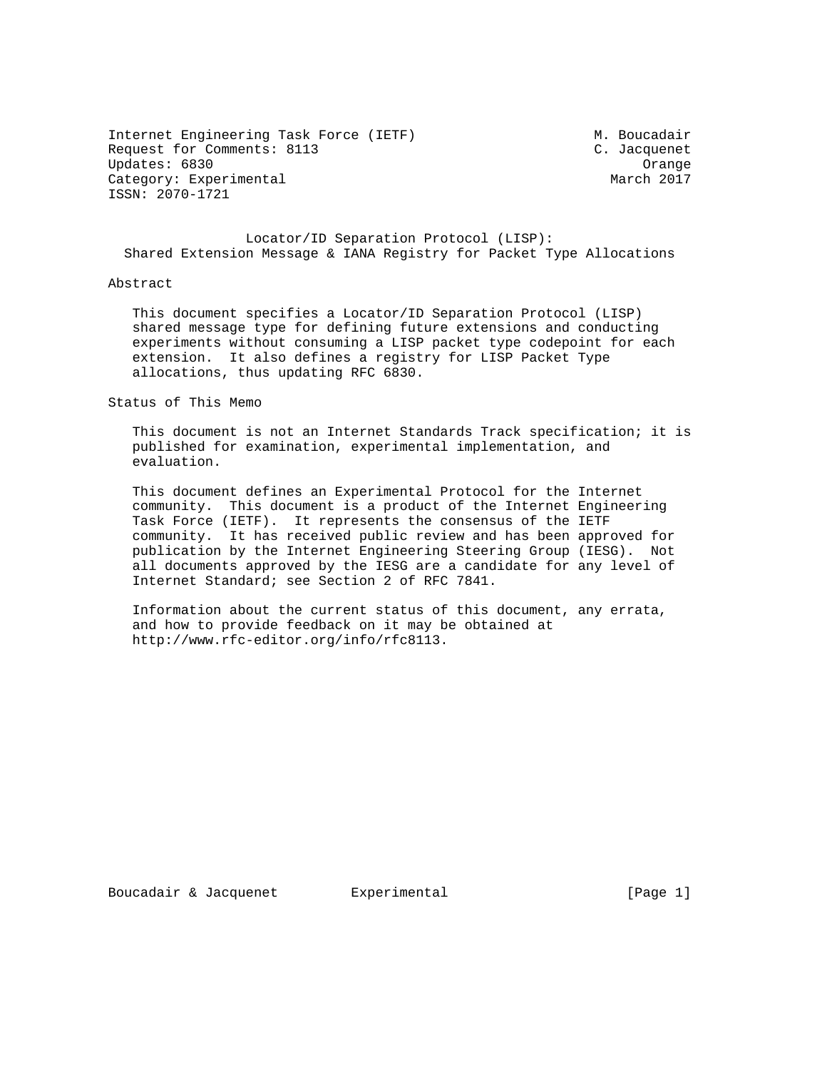Internet Engineering Task Force (IETF) M. Boucadair
Request for Comments: 8113 C. Jacquenet
Updates: 6830 Orange
Category: Experimental March 2017
ISSN: 2070-1721

# Locator/ID Separation Protocol (LISP): Shared Extension Message & IANA Registry for Packet Type Allocations

## Abstract

This document specifies a Locator/ID Separation Protocol (LISP) shared message type for defining future extensions and conducting experiments without consuming a LISP packet type codepoint for each extension. It also defines a registry for LISP Packet Type allocations, thus updating RFC 6830.

## Status of This Memo

This document is not an Internet Standards Track specification; it is published for examination, experimental implementation, and evaluation.

This document defines an Experimental Protocol for the Internet community. This document is a product of the Internet Engineering Task Force (IETF). It represents the consensus of the IETF community. It has received public review and has been approved for publication by the Internet Engineering Steering Group (IESG). Not all documents approved by the IESG are a candidate for any level of Internet Standard; see Section 2 of RFC 7841.

Information about the current status of this document, any errata, and how to provide feedback on it may be obtained at http://www.rfc-editor.org/info/rfc8113.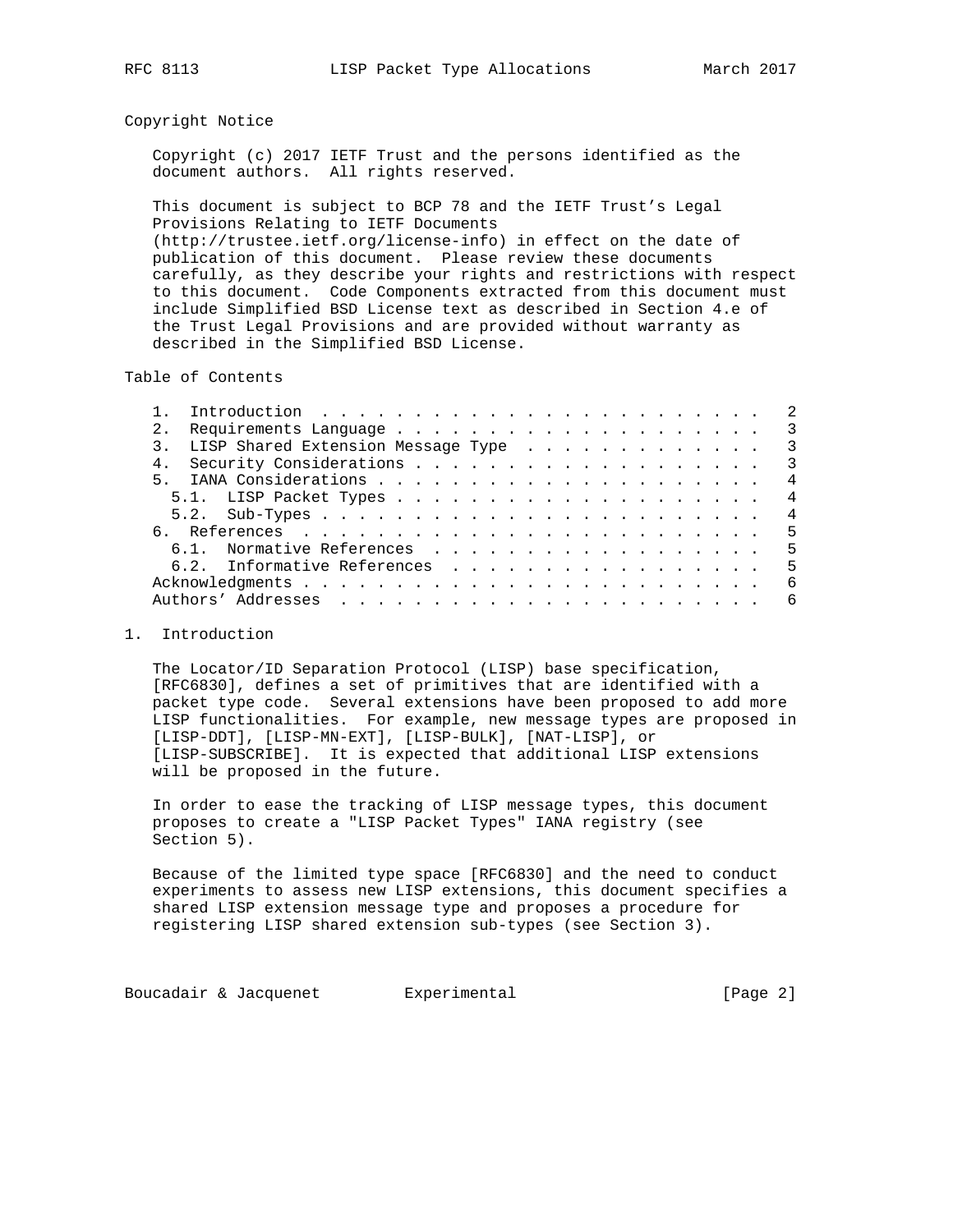## Copyright Notice

Copyright (c) 2017 IETF Trust and the persons identified as the document authors. All rights reserved.

This document is subject to BCP 78 and the IETF Trust's Legal Provisions Relating to IETF Documents (http://trustee.ietf.org/license-info) in effect on the date of publication of this document. Please review these documents carefully, as they describe your rights and restrictions with respect to this document. Code Components extracted from this document must include Simplified BSD License text as described in Section 4.e of the Trust Legal Provisions and are provided without warranty as described in the Simplified BSD License.

## Table of Contents

```
   1.  Introduction  . . . . . . . . . . . . . . . . . . . . . . . .   2
   2.  Requirements Language . . . . . . . . . . . . . . . . . . . .   3
   3.  LISP Shared Extension Message Type  . . . . . . . . . . . . .   3
   4.  Security Considerations . . . . . . . . . . . . . . . . . . .   3
   5.  IANA Considerations . . . . . . . . . . . . . . . . . . . . .   4
     5.1.  LISP Packet Types . . . . . . . . . . . . . . . . . . . .   4
     5.2.  Sub-Types . . . . . . . . . . . . . . . . . . . . . . . .   4
   6.  References  . . . . . . . . . . . . . . . . . . . . . . . . .   5
     6.1.  Normative References  . . . . . . . . . . . . . . . . . .   5
     6.2.  Informative References  . . . . . . . . . . . . . . . . .   5
   Acknowledgments . . . . . . . . . . . . . . . . . . . . . . . . .   6
   Authors' Addresses  . . . . . . . . . . . . . . . . . . . . . . .   6
```

## 1. Introduction

The Locator/ID Separation Protocol (LISP) base specification, [RFC6830], defines a set of primitives that are identified with a packet type code. Several extensions have been proposed to add more LISP functionalities. For example, new message types are proposed in [LISP-DDT], [LISP-MN-EXT], [LISP-BULK], [NAT-LISP], or [LISP-SUBSCRIBE]. It is expected that additional LISP extensions will be proposed in the future.

In order to ease the tracking of LISP message types, this document proposes to create a "LISP Packet Types" IANA registry (see Section 5).

Because of the limited type space [RFC6830] and the need to conduct experiments to assess new LISP extensions, this document specifies a shared LISP extension message type and proposes a procedure for registering LISP shared extension sub-types (see Section 3).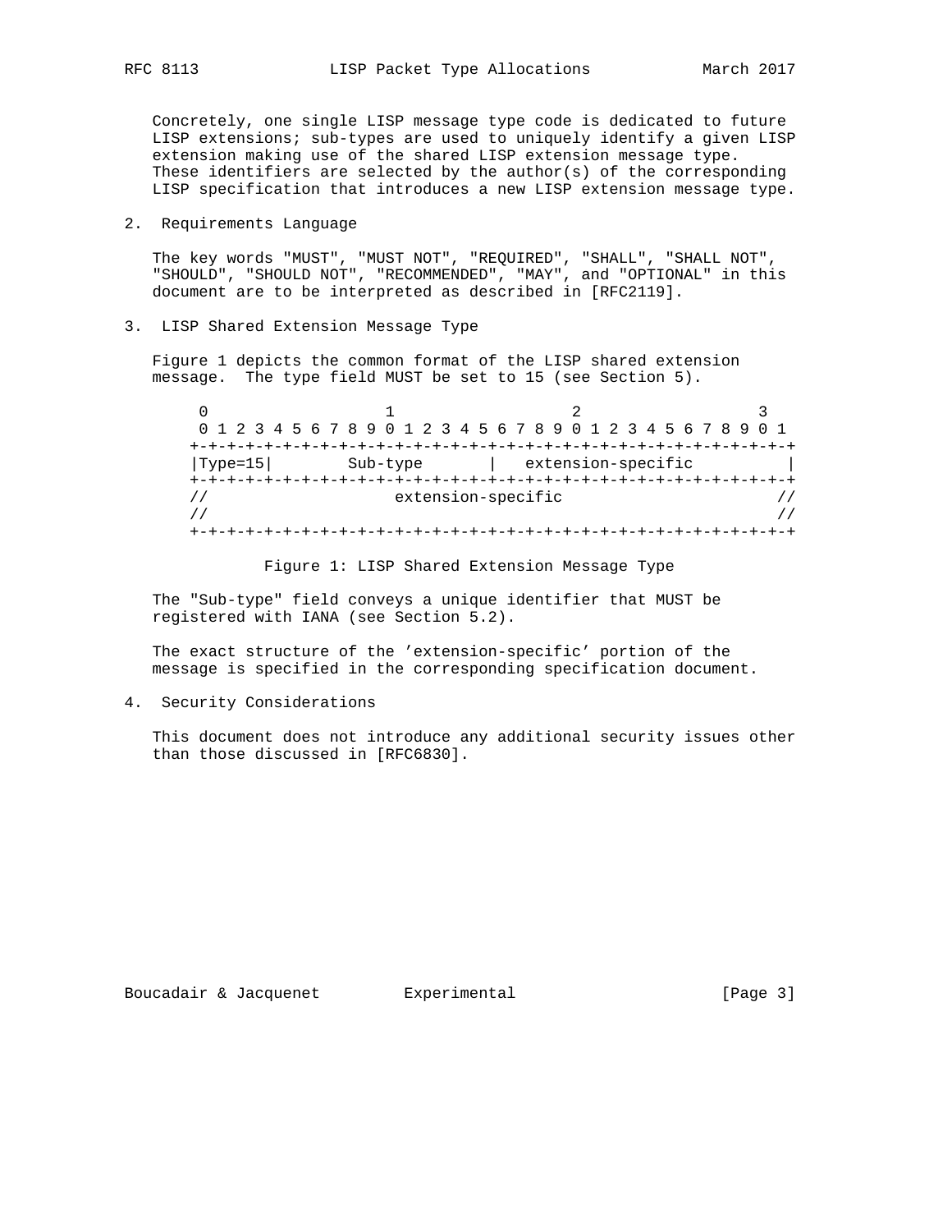Concretely, one single LISP message type code is dedicated to future LISP extensions; sub-types are used to uniquely identify a given LISP extension making use of the shared LISP extension message type. These identifiers are selected by the author(s) of the corresponding LISP specification that introduces a new LISP extension message type.

## 2. Requirements Language

The key words "MUST", "MUST NOT", "REQUIRED", "SHALL", "SHALL NOT", "SHOULD", "SHOULD NOT", "RECOMMENDED", "MAY", and "OPTIONAL" in this document are to be interpreted as described in [RFC2119].

## 3. LISP Shared Extension Message Type

Figure 1 depicts the common format of the LISP shared extension message. The type field MUST be set to 15 (see Section 5).

```
     0                   1                   2                   3
     0 1 2 3 4 5 6 7 8 9 0 1 2 3 4 5 6 7 8 9 0 1 2 3 4 5 6 7 8 9 0 1
    +-+-+-+-+-+-+-+-+-+-+-+-+-+-+-+-+-+-+-+-+-+-+-+-+-+-+-+-+-+-+-+-+
    |Type=15|        Sub-type       |   extension-specific          |
    +-+-+-+-+-+-+-+-+-+-+-+-+-+-+-+-+-+-+-+-+-+-+-+-+-+-+-+-+-+-+-+-+
    //                   extension-specific                        //
    //                                                             //
    +-+-+-+-+-+-+-+-+-+-+-+-+-+-+-+-+-+-+-+-+-+-+-+-+-+-+-+-+-+-+-+-+
```

Figure 1: LISP Shared Extension Message Type

The "Sub-type" field conveys a unique identifier that MUST be registered with IANA (see Section 5.2).

The exact structure of the 'extension-specific' portion of the message is specified in the corresponding specification document.

## 4. Security Considerations

This document does not introduce any additional security issues other than those discussed in [RFC6830].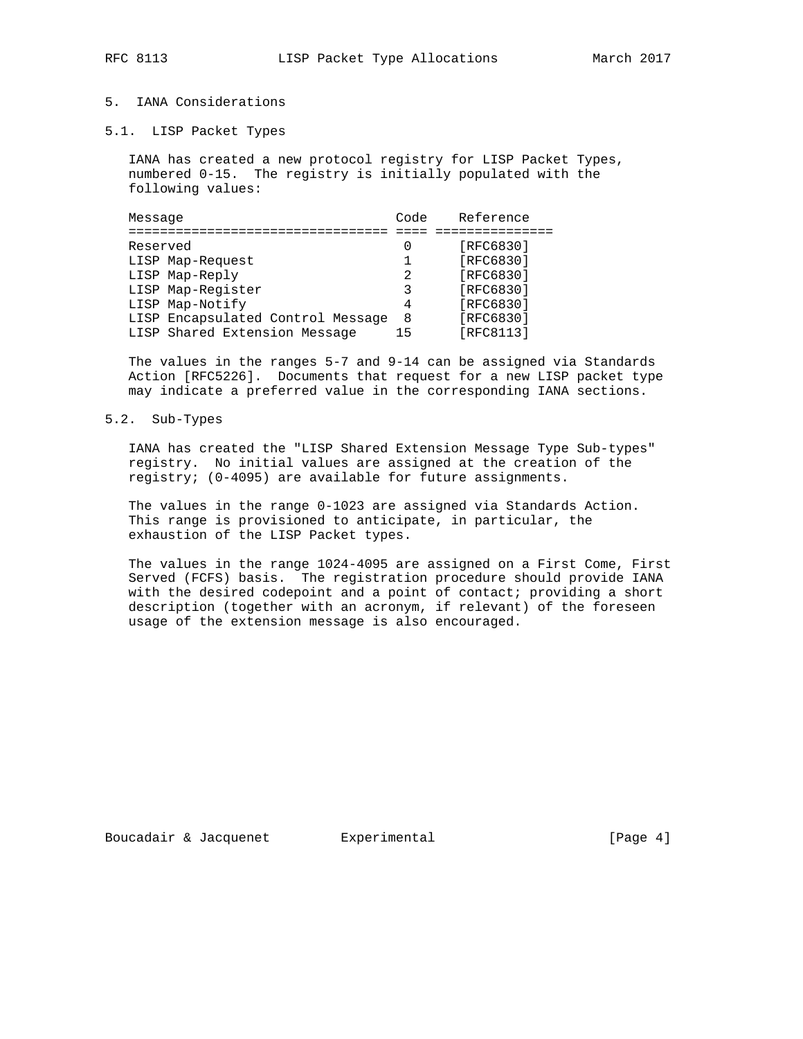## 5. IANA Considerations

### 5.1. LISP Packet Types

IANA has created a new protocol registry for LISP Packet Types, numbered 0-15. The registry is initially populated with the following values:

| Message | Code | Reference |
|---|---|---|
| Reserved | 0 | [RFC6830] |
| LISP Map-Request | 1 | [RFC6830] |
| LISP Map-Reply | 2 | [RFC6830] |
| LISP Map-Register | 3 | [RFC6830] |
| LISP Map-Notify | 4 | [RFC6830] |
| LISP Encapsulated Control Message | 8 | [RFC6830] |
| LISP Shared Extension Message | 15 | [RFC8113] |

The values in the ranges 5-7 and 9-14 can be assigned via Standards Action [RFC5226]. Documents that request for a new LISP packet type may indicate a preferred value in the corresponding IANA sections.

### 5.2. Sub-Types

IANA has created the "LISP Shared Extension Message Type Sub-types" registry. No initial values are assigned at the creation of the registry; (0-4095) are available for future assignments.

The values in the range 0-1023 are assigned via Standards Action. This range is provisioned to anticipate, in particular, the exhaustion of the LISP Packet types.

The values in the range 1024-4095 are assigned on a First Come, First Served (FCFS) basis. The registration procedure should provide IANA with the desired codepoint and a point of contact; providing a short description (together with an acronym, if relevant) of the foreseen usage of the extension message is also encouraged.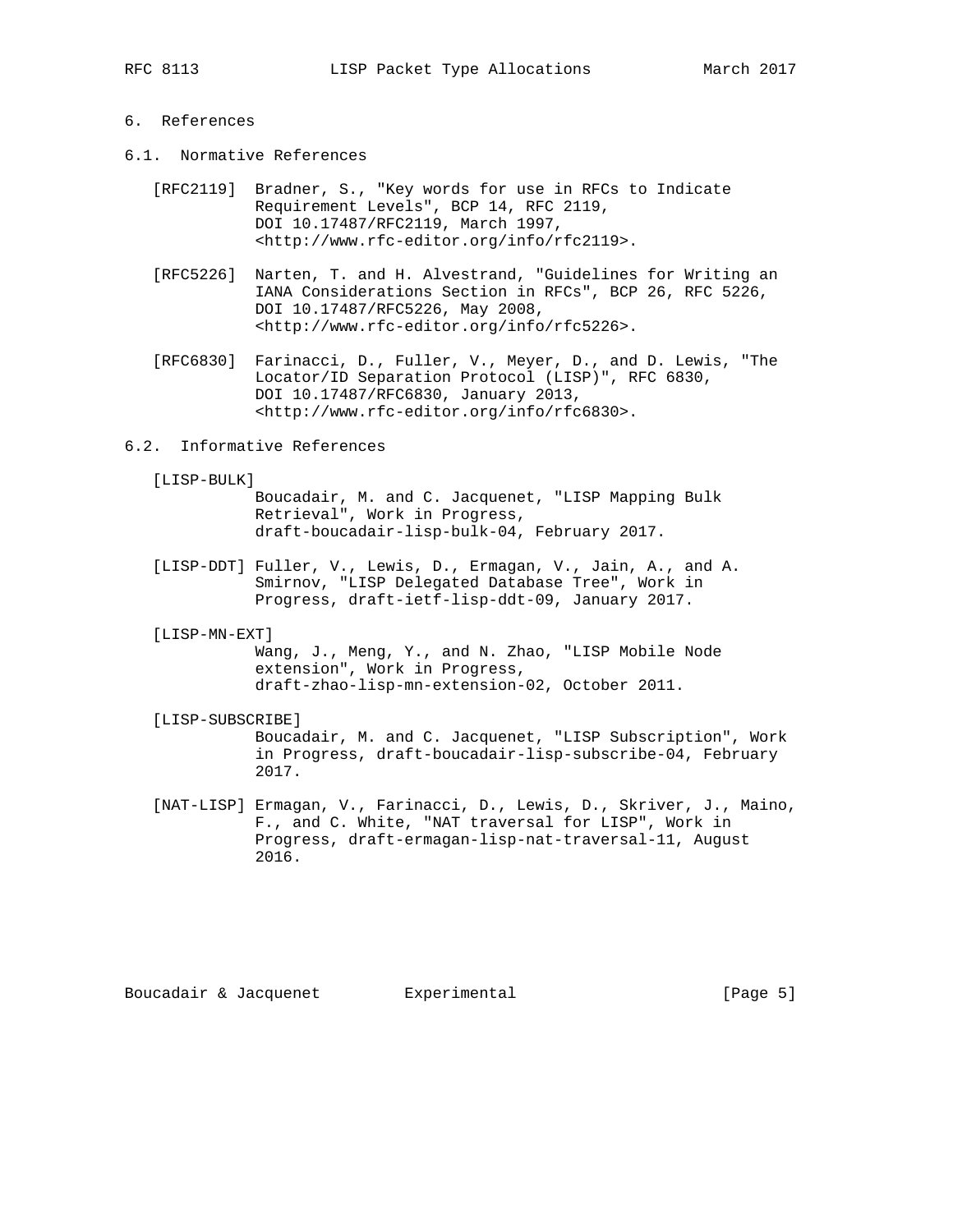## 6. References

### 6.1. Normative References

[RFC2119] Bradner, S., "Key words for use in RFCs to Indicate Requirement Levels", BCP 14, RFC 2119, DOI 10.17487/RFC2119, March 1997, <http://www.rfc-editor.org/info/rfc2119>.

[RFC5226] Narten, T. and H. Alvestrand, "Guidelines for Writing an IANA Considerations Section in RFCs", BCP 26, RFC 5226, DOI 10.17487/RFC5226, May 2008, <http://www.rfc-editor.org/info/rfc5226>.

[RFC6830] Farinacci, D., Fuller, V., Meyer, D., and D. Lewis, "The Locator/ID Separation Protocol (LISP)", RFC 6830, DOI 10.17487/RFC6830, January 2013, <http://www.rfc-editor.org/info/rfc6830>.

### 6.2. Informative References

[LISP-BULK] Boucadair, M. and C. Jacquenet, "LISP Mapping Bulk Retrieval", Work in Progress, draft-boucadair-lisp-bulk-04, February 2017.

[LISP-DDT] Fuller, V., Lewis, D., Ermagan, V., Jain, A., and A. Smirnov, "LISP Delegated Database Tree", Work in Progress, draft-ietf-lisp-ddt-09, January 2017.

[LISP-MN-EXT] Wang, J., Meng, Y., and N. Zhao, "LISP Mobile Node extension", Work in Progress, draft-zhao-lisp-mn-extension-02, October 2011.

[LISP-SUBSCRIBE] Boucadair, M. and C. Jacquenet, "LISP Subscription", Work in Progress, draft-boucadair-lisp-subscribe-04, February 2017.

[NAT-LISP] Ermagan, V., Farinacci, D., Lewis, D., Skriver, J., Maino, F., and C. White, "NAT traversal for LISP", Work in Progress, draft-ermagan-lisp-nat-traversal-11, August 2016.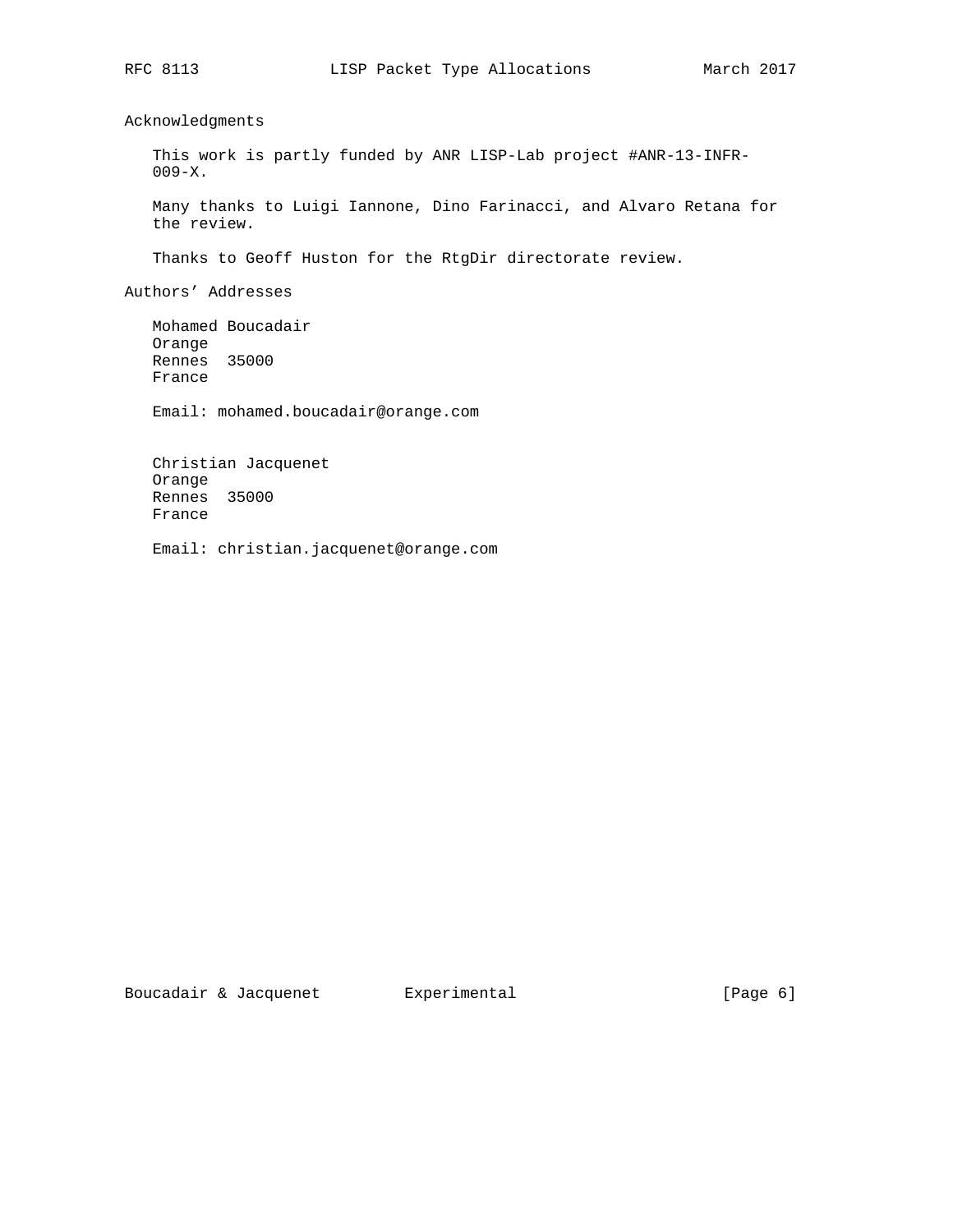## Acknowledgments

This work is partly funded by ANR LISP-Lab project #ANR-13-INFR-009-X.

Many thanks to Luigi Iannone, Dino Farinacci, and Alvaro Retana for the review.

Thanks to Geoff Huston for the RtgDir directorate review.

## Authors' Addresses

Mohamed Boucadair
Orange
Rennes 35000
France

Email: mohamed.boucadair@orange.com

Christian Jacquenet
Orange
Rennes 35000
France

Email: christian.jacquenet@orange.com